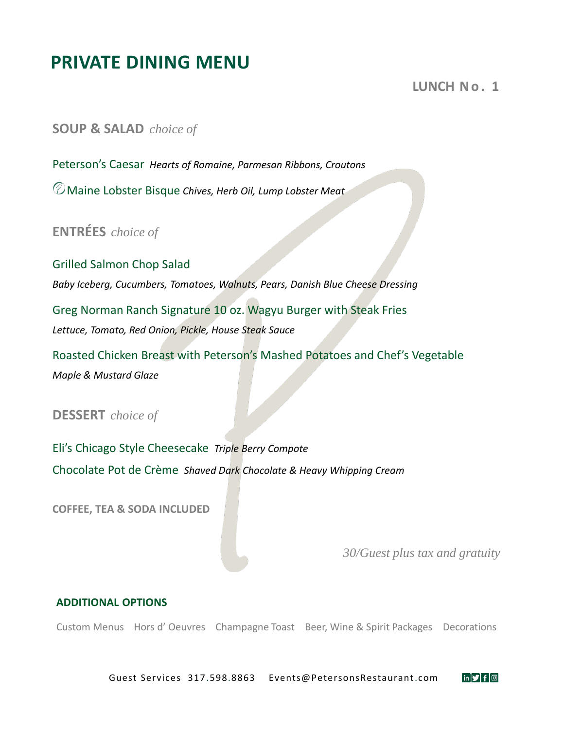# PRIVATE DINING MENU

**LUNCH No. 1**

## SOUP & SALAD *choice of*

Peterson's Caesar *Hearts of Romaine, Parmesan Ribbons, Croutons*

Maine Lobster Bisque *Chives, Herb Oil, Lump Lobster Meat*

## ENTRÉES *choice of*

Grilled Salmon Chop Salad

*Baby Iceberg, Cucumbers, Tomatoes, Walnuts, Pears, Danish Blue Cheese Dressing*

Greg Norman Ranch Signature 10 oz. Wagyu Burger with Steak Fries

*Lettuce, Tomato, Red Onion, Pickle, House Steak Sauce*

Roasted Chicken Breast with Peterson's Mashed Potatoes and Chef's Vegetable

*Maple & Mustard Glaze*

## DESSERT *choice of*

Eli's Chicago Style Cheesecake *Triple Berry Compote*

Chocolate Pot de Crème *Shaved Dark Chocolate & Heavy Whipping Cream*

**COFFEE, TEA & SODA INCLUDED**

*30/Guest plus tax and gratuity*

### ADDITIONAL OPTIONS

Custom Menus   Hors d' Oeuvres   Champagne Toast   Beer, Wine & Spirit Packages   Decorations

Guest Services 317.598.8863   Events@PetersonsRestaurant.com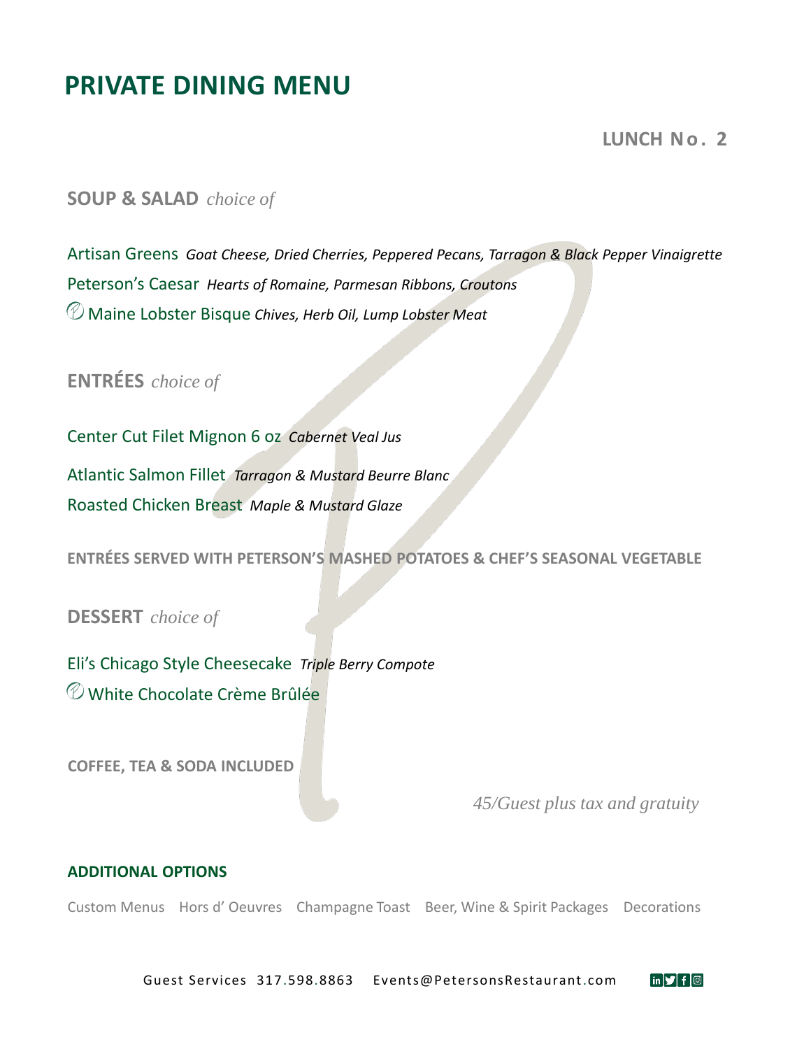# PRIVATE DINING MENU

## LUNCH No. 2

### SOUP & SALAD *choice of*

Artisan Greens *Goat Cheese, Dried Cherries, Peppered Pecans, Tarragon & Black Pepper Vinaigrette*

Peterson's Caesar *Hearts of Romaine, Parmesan Ribbons, Croutons*

Maine Lobster Bisque *Chives, Herb Oil, Lump Lobster Meat*

### ENTRÉES *choice of*

Center Cut Filet Mignon 6 oz *Cabernet Veal Jus*

Atlantic Salmon Fillet *Tarragon & Mustard Beurre Blanc*

Roasted Chicken Breast *Maple & Mustard Glaze*

**ENTRÉES SERVED WITH PETERSON'S MASHED POTATOES & CHEF'S SEASONAL VEGETABLE**

### DESSERT *choice of*

Eli's Chicago Style Cheesecake *Triple Berry Compote*

White Chocolate Crème Brûlée

**COFFEE, TEA & SODA INCLUDED**

*45/Guest plus tax and gratuity*

### ADDITIONAL OPTIONS

Custom Menus   Hors d' Oeuvres   Champagne Toast   Beer, Wine & Spirit Packages   Decorations

Guest Services 317.598.8863   Events@PetersonsRestaurant.com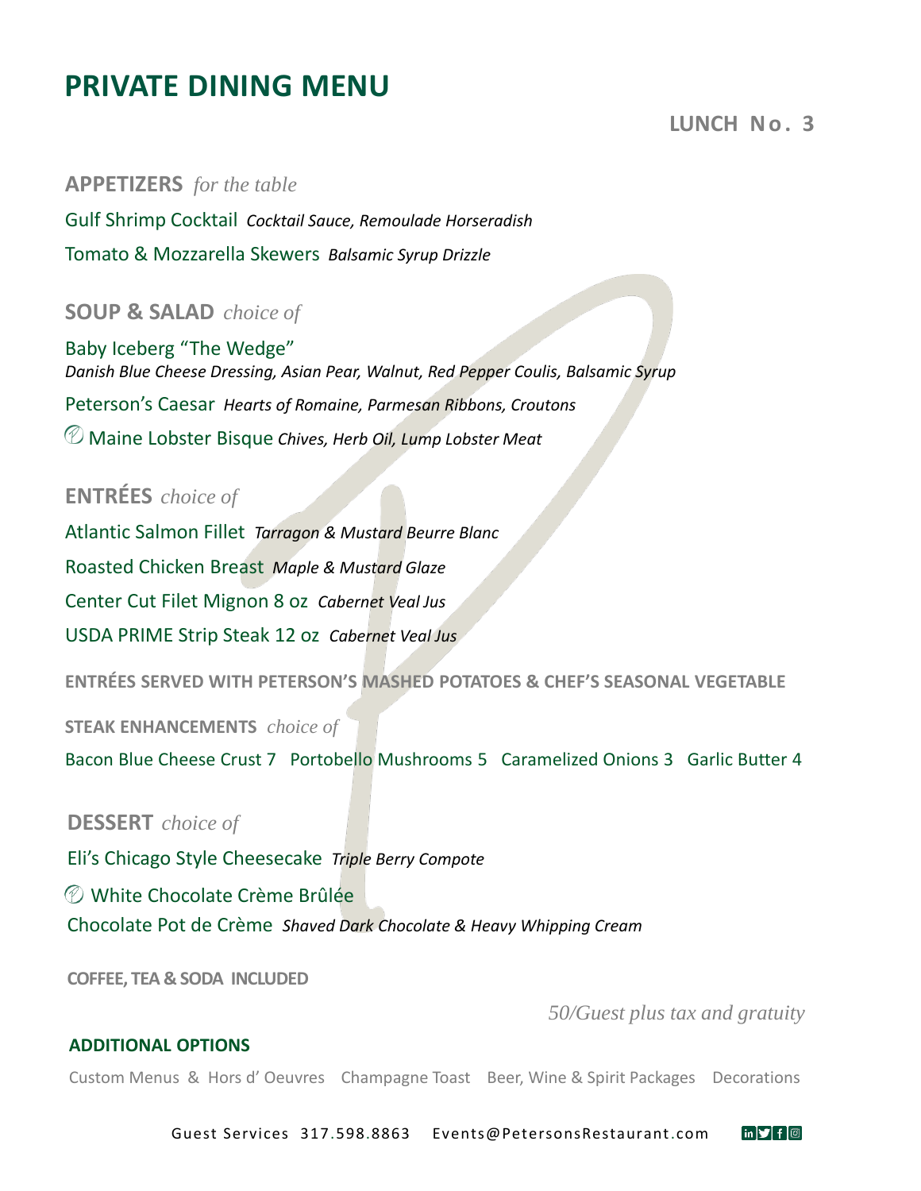# PRIVATE DINING MENU

**LUNCH No. 3**

## APPETIZERS *for the table*

Gulf Shrimp Cocktail *Cocktail Sauce, Remoulade Horseradish*

Tomato & Mozzarella Skewers *Balsamic Syrup Drizzle*

## SOUP & SALAD *choice of*

Baby Iceberg "The Wedge"
*Danish Blue Cheese Dressing, Asian Pear, Walnut, Red Pepper Coulis, Balsamic Syrup*

Peterson's Caesar *Hearts of Romaine, Parmesan Ribbons, Croutons*

Maine Lobster Bisque *Chives, Herb Oil, Lump Lobster Meat*

## ENTRÉES *choice of*

Atlantic Salmon Fillet *Tarragon & Mustard Beurre Blanc*

Roasted Chicken Breast *Maple & Mustard Glaze*

Center Cut Filet Mignon 8 oz *Cabernet Veal Jus*

USDA PRIME Strip Steak 12 oz *Cabernet Veal Jus*

ENTRÉES SERVED WITH PETERSON'S MASHED POTATOES & CHEF'S SEASONAL VEGETABLE

### STEAK ENHANCEMENTS *choice of*

Bacon Blue Cheese Crust 7 Portobello Mushrooms 5 Caramelized Onions 3 Garlic Butter 4

## DESSERT *choice of*

Eli's Chicago Style Cheesecake *Triple Berry Compote*

White Chocolate Crème Brûlée

Chocolate Pot de Crème *Shaved Dark Chocolate & Heavy Whipping Cream*

COFFEE, TEA & SODA INCLUDED

*50/Guest plus tax and gratuity*

### ADDITIONAL OPTIONS

Custom Menus & Hors d' Oeuvres Champagne Toast Beer, Wine & Spirit Packages Decorations

Guest Services 317.598.8863 Events@PetersonsRestaurant.com